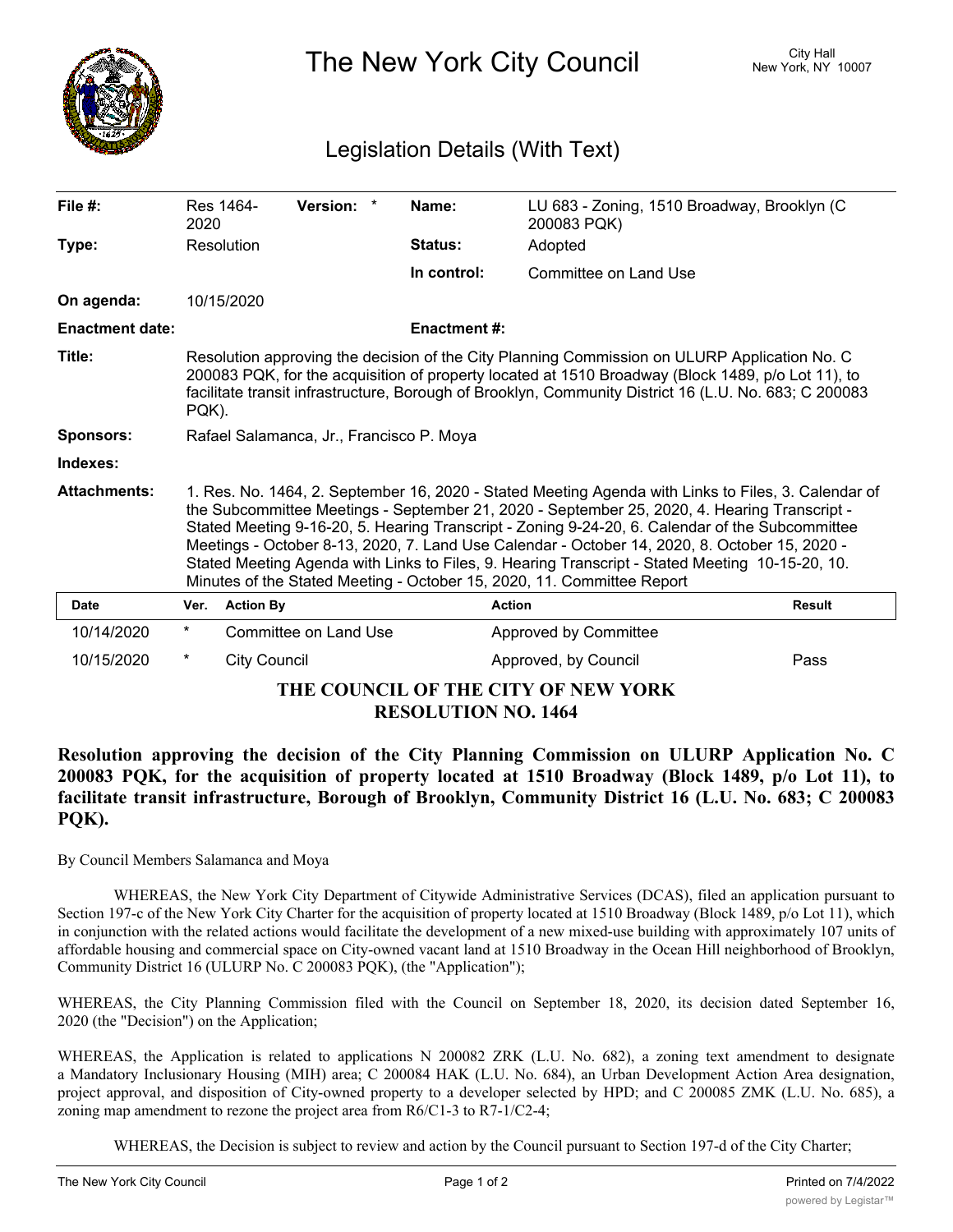# The New York City Council

City Hall
New York, NY 10007

## Legislation Details (With Text)

| | | | |
|---|---|---|---|
| **File #:** | Res 1464-2020 **Version:** * | **Name:** | LU 683 - Zoning, 1510 Broadway, Brooklyn (C 200083 PQK) |
| **Type:** | Resolution | **Status:** | Adopted |
| | | **In control:** | Committee on Land Use |
| **On agenda:** | 10/15/2020 | | |
| **Enactment date:** | | **Enactment #:** | |

**Title:** Resolution approving the decision of the City Planning Commission on ULURP Application No. C 200083 PQK, for the acquisition of property located at 1510 Broadway (Block 1489, p/o Lot 11), to facilitate transit infrastructure, Borough of Brooklyn, Community District 16 (L.U. No. 683; C 200083 PQK).

**Sponsors:** Rafael Salamanca, Jr., Francisco P. Moya

**Indexes:**

**Attachments:** 1. Res. No. 1464, 2. September 16, 2020 - Stated Meeting Agenda with Links to Files, 3. Calendar of the Subcommittee Meetings - September 21, 2020 - September 25, 2020, 4. Hearing Transcript - Stated Meeting 9-16-20, 5. Hearing Transcript - Zoning 9-24-20, 6. Calendar of the Subcommittee Meetings - October 8-13, 2020, 7. Land Use Calendar - October 14, 2020, 8. October 15, 2020 - Stated Meeting Agenda with Links to Files, 9. Hearing Transcript - Stated Meeting 10-15-20, 10. Minutes of the Stated Meeting - October 15, 2020, 11. Committee Report

| Date | Ver. | Action By | Action | Result |
|---|---|---|---|---|
| 10/14/2020 | * | Committee on Land Use | Approved by Committee | |
| 10/15/2020 | * | City Council | Approved, by Council | Pass |

**THE COUNCIL OF THE CITY OF NEW YORK**
**RESOLUTION NO. 1464**

**Resolution approving the decision of the City Planning Commission on ULURP Application No. C 200083 PQK, for the acquisition of property located at 1510 Broadway (Block 1489, p/o Lot 11), to facilitate transit infrastructure, Borough of Brooklyn, Community District 16 (L.U. No. 683; C 200083 PQK).**

By Council Members Salamanca and Moya

WHEREAS, the New York City Department of Citywide Administrative Services (DCAS), filed an application pursuant to Section 197-c of the New York City Charter for the acquisition of property located at 1510 Broadway (Block 1489, p/o Lot 11), which in conjunction with the related actions would facilitate the development of a new mixed-use building with approximately 107 units of affordable housing and commercial space on City-owned vacant land at 1510 Broadway in the Ocean Hill neighborhood of Brooklyn, Community District 16 (ULURP No. C 200083 PQK), (the "Application");

WHEREAS, the City Planning Commission filed with the Council on September 18, 2020, its decision dated September 16, 2020 (the "Decision") on the Application;

WHEREAS, the Application is related to applications N 200082 ZRK (L.U. No. 682), a zoning text amendment to designate a Mandatory Inclusionary Housing (MIH) area; C 200084 HAK (L.U. No. 684), an Urban Development Action Area designation, project approval, and disposition of City-owned property to a developer selected by HPD; and C 200085 ZMK (L.U. No. 685), a zoning map amendment to rezone the project area from R6/C1-3 to R7-1/C2-4;

WHEREAS, the Decision is subject to review and action by the Council pursuant to Section 197-d of the City Charter;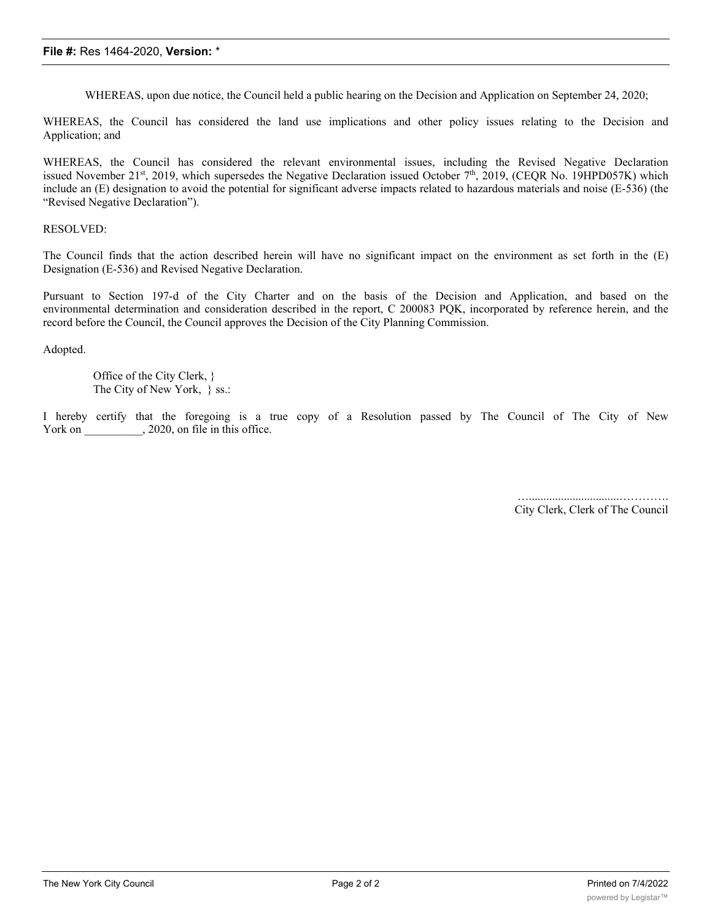WHEREAS, upon due notice, the Council held a public hearing on the Decision and Application on September 24, 2020;

WHEREAS, the Council has considered the land use implications and other policy issues relating to the Decision and Application; and

WHEREAS, the Council has considered the relevant environmental issues, including the Revised Negative Declaration issued November 21st, 2019, which supersedes the Negative Declaration issued October 7th, 2019, (CEQR No. 19HPD057K) which include an (E) designation to avoid the potential for significant adverse impacts related to hazardous materials and noise (E-536) (the "Revised Negative Declaration").

RESOLVED:

The Council finds that the action described herein will have no significant impact on the environment as set forth in the (E) Designation (E-536) and Revised Negative Declaration.

Pursuant to Section 197-d of the City Charter and on the basis of the Decision and Application, and based on the environmental determination and consideration described in the report, C 200083 PQK, incorporated by reference herein, and the record before the Council, the Council approves the Decision of the City Planning Commission.

Adopted.

Office of the City Clerk, }
The City of New York, } ss.:

I hereby certify that the foregoing is a true copy of a Resolution passed by The Council of The City of New York on __________, 2020, on file in this office.

…..............................………….
City Clerk, Clerk of The Council